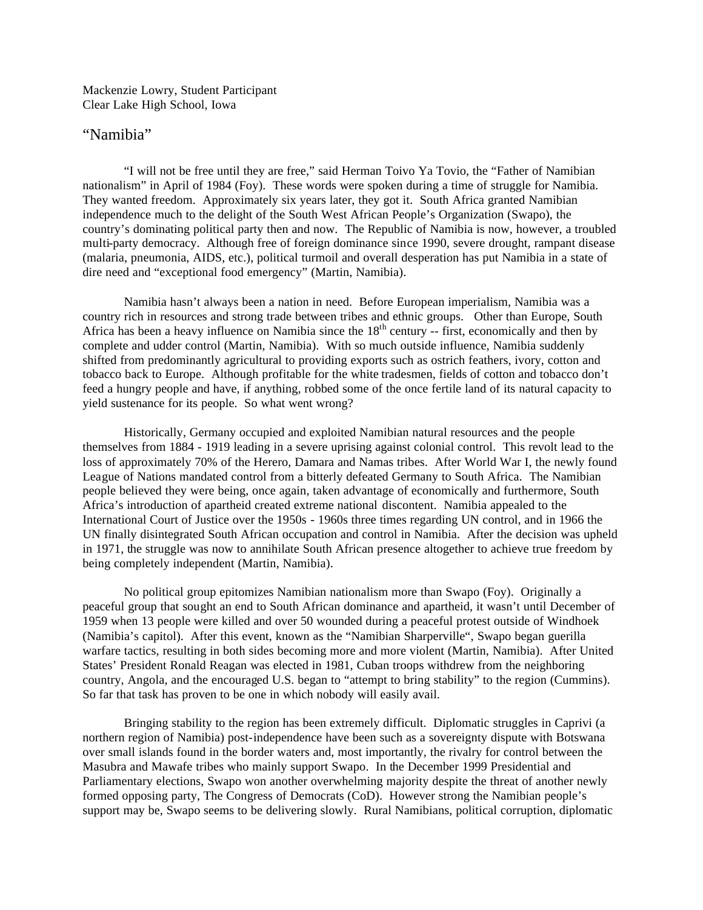Mackenzie Lowry, Student Participant
Clear Lake High School, Iowa

# "Namibia"

"I will not be free until they are free," said Herman Toivo Ya Tovio, the "Father of Namibian nationalism" in April of 1984 (Foy). These words were spoken during a time of struggle for Namibia. They wanted freedom. Approximately six years later, they got it. South Africa granted Namibian independence much to the delight of the South West African People's Organization (Swapo), the country's dominating political party then and now. The Republic of Namibia is now, however, a troubled multi-party democracy. Although free of foreign dominance since 1990, severe drought, rampant disease (malaria, pneumonia, AIDS, etc.), political turmoil and overall desperation has put Namibia in a state of dire need and "exceptional food emergency" (Martin, Namibia).

Namibia hasn't always been a nation in need. Before European imperialism, Namibia was a country rich in resources and strong trade between tribes and ethnic groups. Other than Europe, South Africa has been a heavy influence on Namibia since the 18th century -- first, economically and then by complete and udder control (Martin, Namibia). With so much outside influence, Namibia suddenly shifted from predominantly agricultural to providing exports such as ostrich feathers, ivory, cotton and tobacco back to Europe. Although profitable for the white tradesmen, fields of cotton and tobacco don't feed a hungry people and have, if anything, robbed some of the once fertile land of its natural capacity to yield sustenance for its people. So what went wrong?

Historically, Germany occupied and exploited Namibian natural resources and the people themselves from 1884 - 1919 leading in a severe uprising against colonial control. This revolt lead to the loss of approximately 70% of the Herero, Damara and Namas tribes. After World War I, the newly found League of Nations mandated control from a bitterly defeated Germany to South Africa. The Namibian people believed they were being, once again, taken advantage of economically and furthermore, South Africa's introduction of apartheid created extreme national discontent. Namibia appealed to the International Court of Justice over the 1950s - 1960s three times regarding UN control, and in 1966 the UN finally disintegrated South African occupation and control in Namibia. After the decision was upheld in 1971, the struggle was now to annihilate South African presence altogether to achieve true freedom by being completely independent (Martin, Namibia).

No political group epitomizes Namibian nationalism more than Swapo (Foy). Originally a peaceful group that sought an end to South African dominance and apartheid, it wasn't until December of 1959 when 13 people were killed and over 50 wounded during a peaceful protest outside of Windhoek (Namibia's capitol). After this event, known as the "Namibian Sharperville", Swapo began guerilla warfare tactics, resulting in both sides becoming more and more violent (Martin, Namibia). After United States' President Ronald Reagan was elected in 1981, Cuban troops withdrew from the neighboring country, Angola, and the encouraged U.S. began to "attempt to bring stability" to the region (Cummins). So far that task has proven to be one in which nobody will easily avail.

Bringing stability to the region has been extremely difficult. Diplomatic struggles in Caprivi (a northern region of Namibia) post-independence have been such as a sovereignty dispute with Botswana over small islands found in the border waters and, most importantly, the rivalry for control between the Masubra and Mawafe tribes who mainly support Swapo. In the December 1999 Presidential and Parliamentary elections, Swapo won another overwhelming majority despite the threat of another newly formed opposing party, The Congress of Democrats (CoD). However strong the Namibian people's support may be, Swapo seems to be delivering slowly. Rural Namibians, political corruption, diplomatic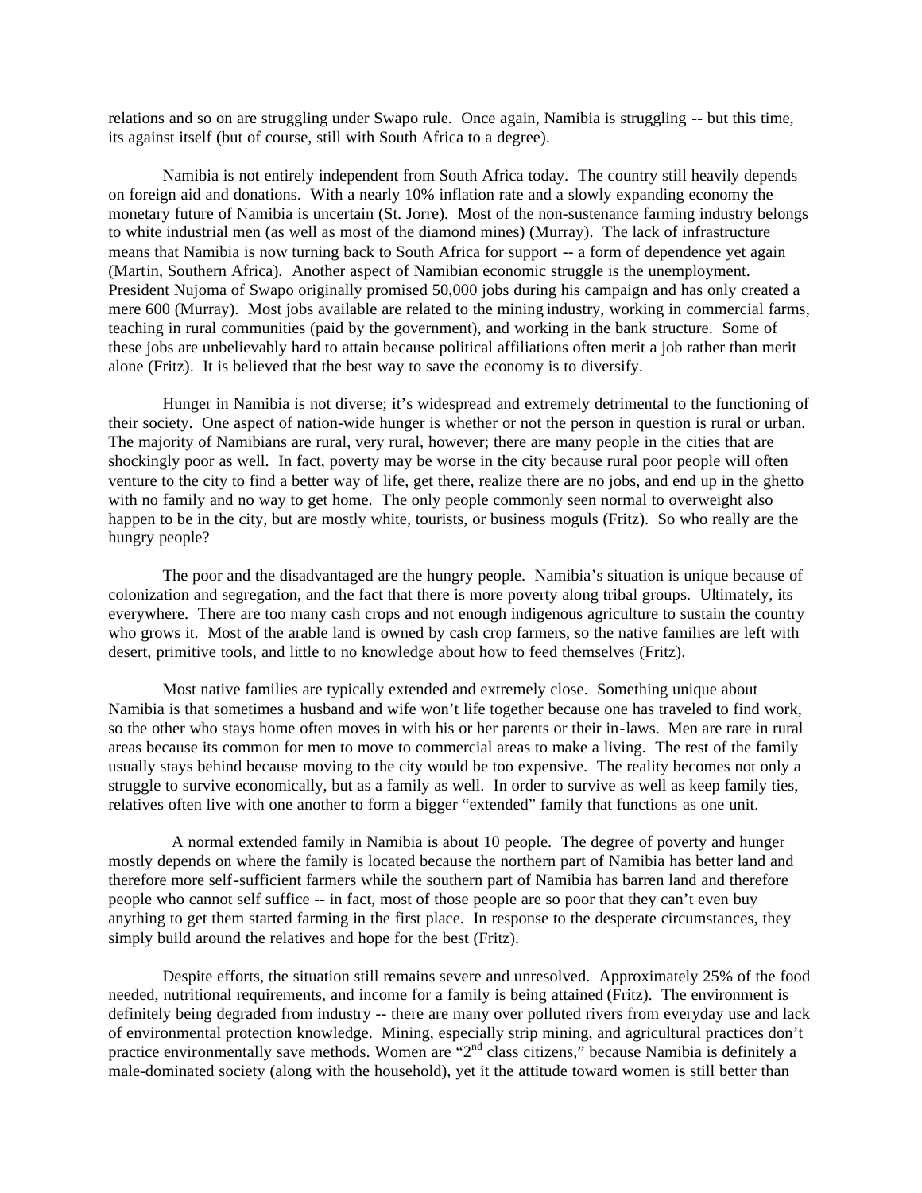relations and so on are struggling under Swapo rule. Once again, Namibia is struggling -- but this time, its against itself (but of course, still with South Africa to a degree).

Namibia is not entirely independent from South Africa today. The country still heavily depends on foreign aid and donations. With a nearly 10% inflation rate and a slowly expanding economy the monetary future of Namibia is uncertain (St. Jorre). Most of the non-sustenance farming industry belongs to white industrial men (as well as most of the diamond mines) (Murray). The lack of infrastructure means that Namibia is now turning back to South Africa for support -- a form of dependence yet again (Martin, Southern Africa). Another aspect of Namibian economic struggle is the unemployment. President Nujoma of Swapo originally promised 50,000 jobs during his campaign and has only created a mere 600 (Murray). Most jobs available are related to the mining industry, working in commercial farms, teaching in rural communities (paid by the government), and working in the bank structure. Some of these jobs are unbelievably hard to attain because political affiliations often merit a job rather than merit alone (Fritz). It is believed that the best way to save the economy is to diversify.

Hunger in Namibia is not diverse; it's widespread and extremely detrimental to the functioning of their society. One aspect of nation-wide hunger is whether or not the person in question is rural or urban. The majority of Namibians are rural, very rural, however; there are many people in the cities that are shockingly poor as well. In fact, poverty may be worse in the city because rural poor people will often venture to the city to find a better way of life, get there, realize there are no jobs, and end up in the ghetto with no family and no way to get home. The only people commonly seen normal to overweight also happen to be in the city, but are mostly white, tourists, or business moguls (Fritz). So who really are the hungry people?

The poor and the disadvantaged are the hungry people. Namibia's situation is unique because of colonization and segregation, and the fact that there is more poverty along tribal groups. Ultimately, its everywhere. There are too many cash crops and not enough indigenous agriculture to sustain the country who grows it. Most of the arable land is owned by cash crop farmers, so the native families are left with desert, primitive tools, and little to no knowledge about how to feed themselves (Fritz).

Most native families are typically extended and extremely close. Something unique about Namibia is that sometimes a husband and wife won't life together because one has traveled to find work, so the other who stays home often moves in with his or her parents or their in-laws. Men are rare in rural areas because its common for men to move to commercial areas to make a living. The rest of the family usually stays behind because moving to the city would be too expensive. The reality becomes not only a struggle to survive economically, but as a family as well. In order to survive as well as keep family ties, relatives often live with one another to form a bigger "extended" family that functions as one unit.

A normal extended family in Namibia is about 10 people. The degree of poverty and hunger mostly depends on where the family is located because the northern part of Namibia has better land and therefore more self-sufficient farmers while the southern part of Namibia has barren land and therefore people who cannot self suffice -- in fact, most of those people are so poor that they can't even buy anything to get them started farming in the first place. In response to the desperate circumstances, they simply build around the relatives and hope for the best (Fritz).

Despite efforts, the situation still remains severe and unresolved. Approximately 25% of the food needed, nutritional requirements, and income for a family is being attained (Fritz). The environment is definitely being degraded from industry -- there are many over polluted rivers from everyday use and lack of environmental protection knowledge. Mining, especially strip mining, and agricultural practices don't practice environmentally save methods. Women are "2nd class citizens," because Namibia is definitely a male-dominated society (along with the household), yet it the attitude toward women is still better than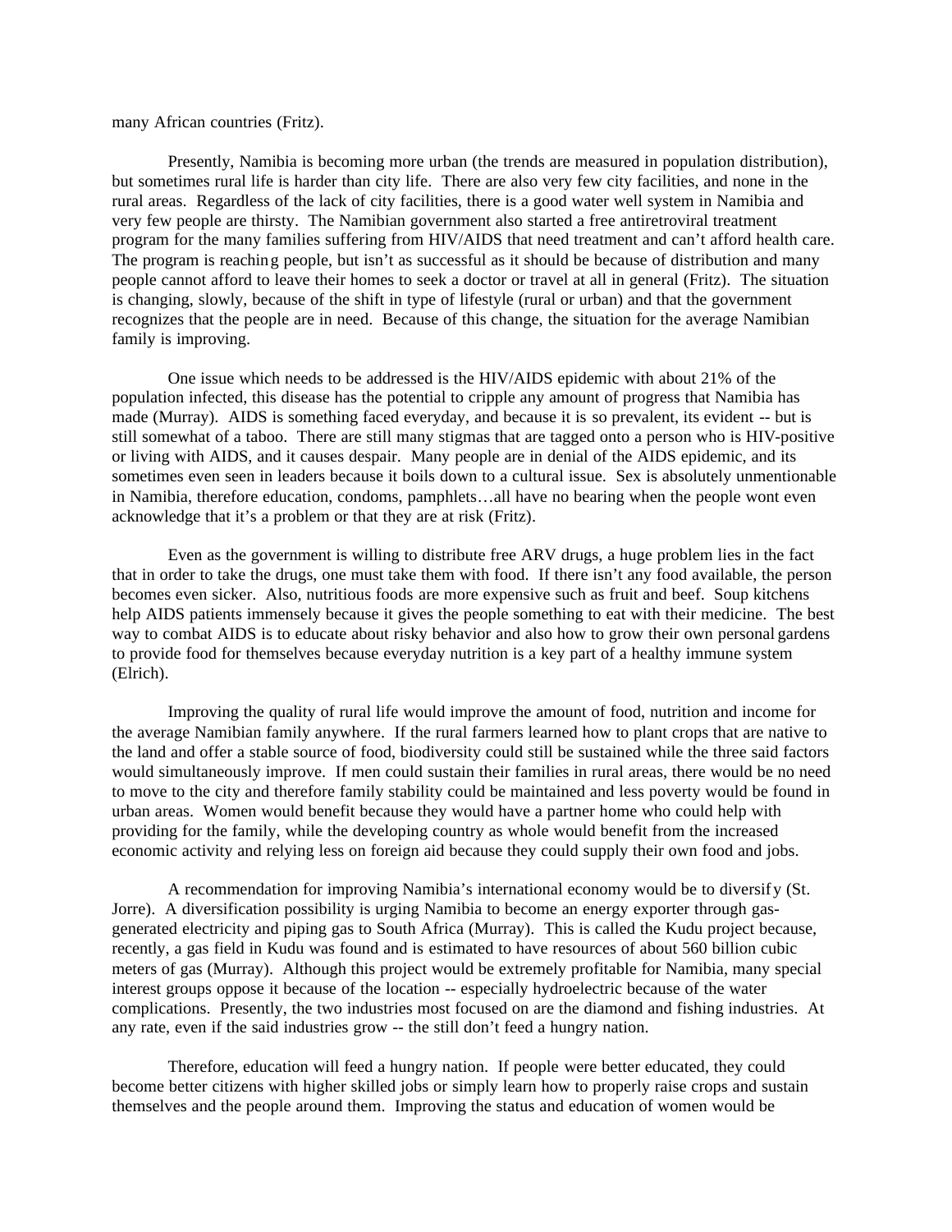many African countries (Fritz).

Presently, Namibia is becoming more urban (the trends are measured in population distribution), but sometimes rural life is harder than city life. There are also very few city facilities, and none in the rural areas. Regardless of the lack of city facilities, there is a good water well system in Namibia and very few people are thirsty. The Namibian government also started a free antiretroviral treatment program for the many families suffering from HIV/AIDS that need treatment and can't afford health care. The program is reaching people, but isn't as successful as it should be because of distribution and many people cannot afford to leave their homes to seek a doctor or travel at all in general (Fritz). The situation is changing, slowly, because of the shift in type of lifestyle (rural or urban) and that the government recognizes that the people are in need. Because of this change, the situation for the average Namibian family is improving.

One issue which needs to be addressed is the HIV/AIDS epidemic with about 21% of the population infected, this disease has the potential to cripple any amount of progress that Namibia has made (Murray). AIDS is something faced everyday, and because it is so prevalent, its evident -- but is still somewhat of a taboo. There are still many stigmas that are tagged onto a person who is HIV-positive or living with AIDS, and it causes despair. Many people are in denial of the AIDS epidemic, and its sometimes even seen in leaders because it boils down to a cultural issue. Sex is absolutely unmentionable in Namibia, therefore education, condoms, pamphlets…all have no bearing when the people wont even acknowledge that it's a problem or that they are at risk (Fritz).

Even as the government is willing to distribute free ARV drugs, a huge problem lies in the fact that in order to take the drugs, one must take them with food. If there isn't any food available, the person becomes even sicker. Also, nutritious foods are more expensive such as fruit and beef. Soup kitchens help AIDS patients immensely because it gives the people something to eat with their medicine. The best way to combat AIDS is to educate about risky behavior and also how to grow their own personal gardens to provide food for themselves because everyday nutrition is a key part of a healthy immune system (Elrich).

Improving the quality of rural life would improve the amount of food, nutrition and income for the average Namibian family anywhere. If the rural farmers learned how to plant crops that are native to the land and offer a stable source of food, biodiversity could still be sustained while the three said factors would simultaneously improve. If men could sustain their families in rural areas, there would be no need to move to the city and therefore family stability could be maintained and less poverty would be found in urban areas. Women would benefit because they would have a partner home who could help with providing for the family, while the developing country as whole would benefit from the increased economic activity and relying less on foreign aid because they could supply their own food and jobs.

A recommendation for improving Namibia's international economy would be to diversify (St. Jorre). A diversification possibility is urging Namibia to become an energy exporter through gas-generated electricity and piping gas to South Africa (Murray). This is called the Kudu project because, recently, a gas field in Kudu was found and is estimated to have resources of about 560 billion cubic meters of gas (Murray). Although this project would be extremely profitable for Namibia, many special interest groups oppose it because of the location -- especially hydroelectric because of the water complications. Presently, the two industries most focused on are the diamond and fishing industries. At any rate, even if the said industries grow -- the still don't feed a hungry nation.

Therefore, education will feed a hungry nation. If people were better educated, they could become better citizens with higher skilled jobs or simply learn how to properly raise crops and sustain themselves and the people around them. Improving the status and education of women would be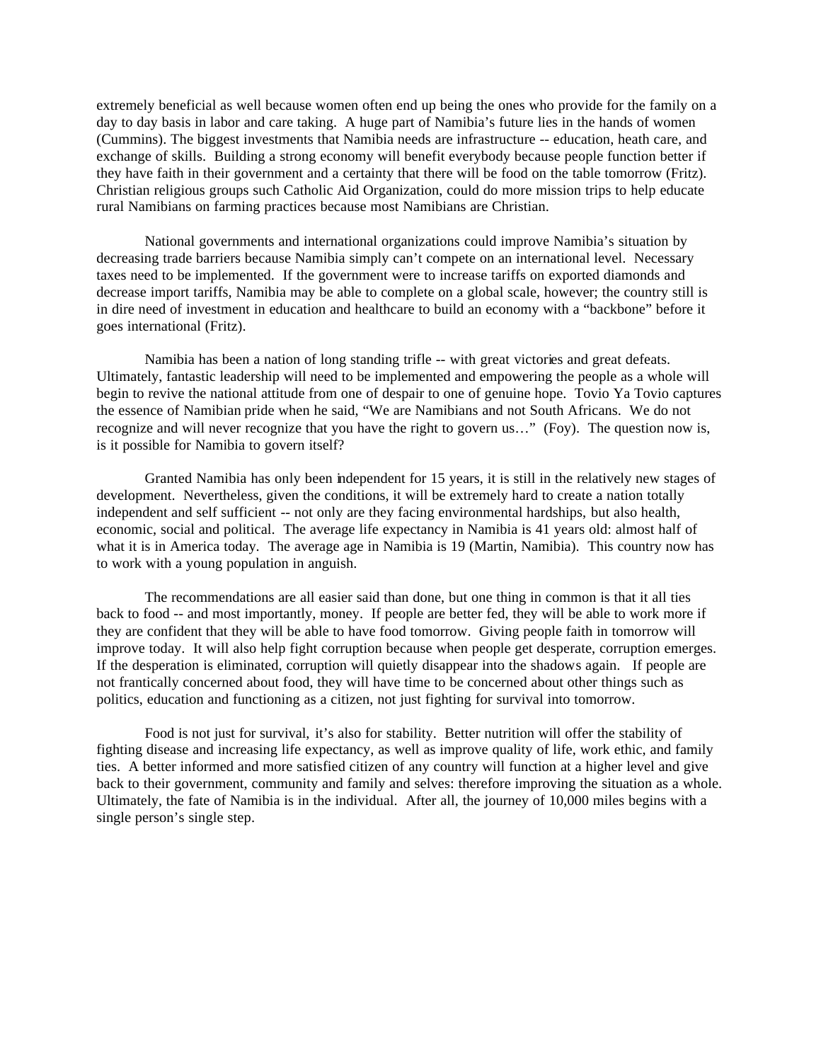extremely beneficial as well because women often end up being the ones who provide for the family on a day to day basis in labor and care taking. A huge part of Namibia's future lies in the hands of women (Cummins). The biggest investments that Namibia needs are infrastructure -- education, heath care, and exchange of skills. Building a strong economy will benefit everybody because people function better if they have faith in their government and a certainty that there will be food on the table tomorrow (Fritz). Christian religious groups such Catholic Aid Organization, could do more mission trips to help educate rural Namibians on farming practices because most Namibians are Christian.

National governments and international organizations could improve Namibia's situation by decreasing trade barriers because Namibia simply can't compete on an international level. Necessary taxes need to be implemented. If the government were to increase tariffs on exported diamonds and decrease import tariffs, Namibia may be able to complete on a global scale, however; the country still is in dire need of investment in education and healthcare to build an economy with a "backbone" before it goes international (Fritz).

Namibia has been a nation of long standing trifle -- with great victories and great defeats. Ultimately, fantastic leadership will need to be implemented and empowering the people as a whole will begin to revive the national attitude from one of despair to one of genuine hope. Tovio Ya Tovio captures the essence of Namibian pride when he said, "We are Namibians and not South Africans. We do not recognize and will never recognize that you have the right to govern us…" (Foy). The question now is, is it possible for Namibia to govern itself?

Granted Namibia has only been independent for 15 years, it is still in the relatively new stages of development. Nevertheless, given the conditions, it will be extremely hard to create a nation totally independent and self sufficient -- not only are they facing environmental hardships, but also health, economic, social and political. The average life expectancy in Namibia is 41 years old: almost half of what it is in America today. The average age in Namibia is 19 (Martin, Namibia). This country now has to work with a young population in anguish.

The recommendations are all easier said than done, but one thing in common is that it all ties back to food -- and most importantly, money. If people are better fed, they will be able to work more if they are confident that they will be able to have food tomorrow. Giving people faith in tomorrow will improve today. It will also help fight corruption because when people get desperate, corruption emerges. If the desperation is eliminated, corruption will quietly disappear into the shadows again. If people are not frantically concerned about food, they will have time to be concerned about other things such as politics, education and functioning as a citizen, not just fighting for survival into tomorrow.

Food is not just for survival, it's also for stability. Better nutrition will offer the stability of fighting disease and increasing life expectancy, as well as improve quality of life, work ethic, and family ties. A better informed and more satisfied citizen of any country will function at a higher level and give back to their government, community and family and selves: therefore improving the situation as a whole. Ultimately, the fate of Namibia is in the individual. After all, the journey of 10,000 miles begins with a single person's single step.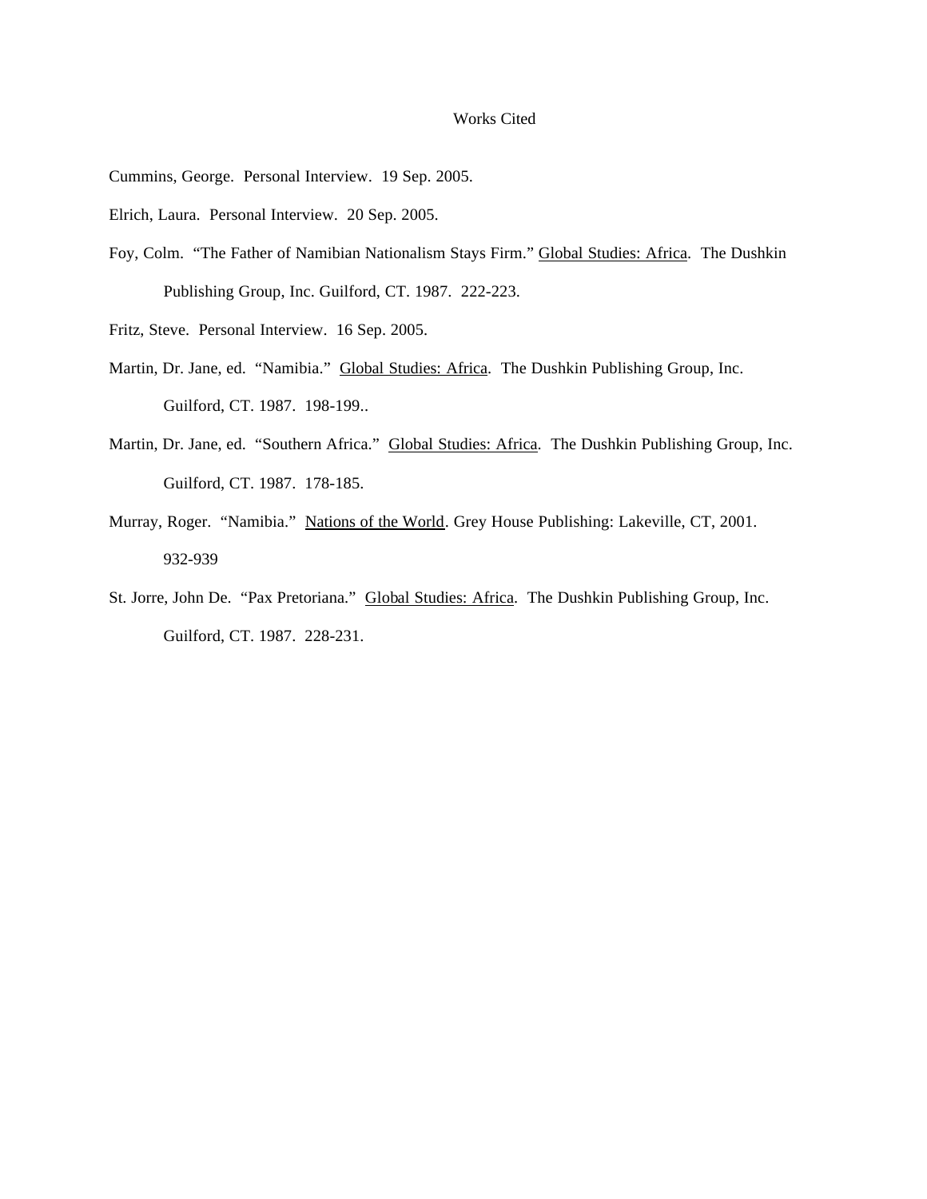# Works Cited

Cummins, George. Personal Interview. 19 Sep. 2005.

Elrich, Laura. Personal Interview. 20 Sep. 2005.

Foy, Colm. "The Father of Namibian Nationalism Stays Firm." <u>Global Studies: Africa</u>. The Dushkin Publishing Group, Inc. Guilford, CT. 1987. 222-223.

Fritz, Steve. Personal Interview. 16 Sep. 2005.

Martin, Dr. Jane, ed. "Namibia." <u>Global Studies: Africa</u>. The Dushkin Publishing Group, Inc. Guilford, CT. 1987. 198-199..

Martin, Dr. Jane, ed. "Southern Africa." <u>Global Studies: Africa</u>. The Dushkin Publishing Group, Inc. Guilford, CT. 1987. 178-185.

Murray, Roger. "Namibia." <u>Nations of the World</u>. Grey House Publishing: Lakeville, CT, 2001. 932-939

St. Jorre, John De. "Pax Pretoriana." <u>Global Studies: Africa</u>. The Dushkin Publishing Group, Inc. Guilford, CT. 1987. 228-231.